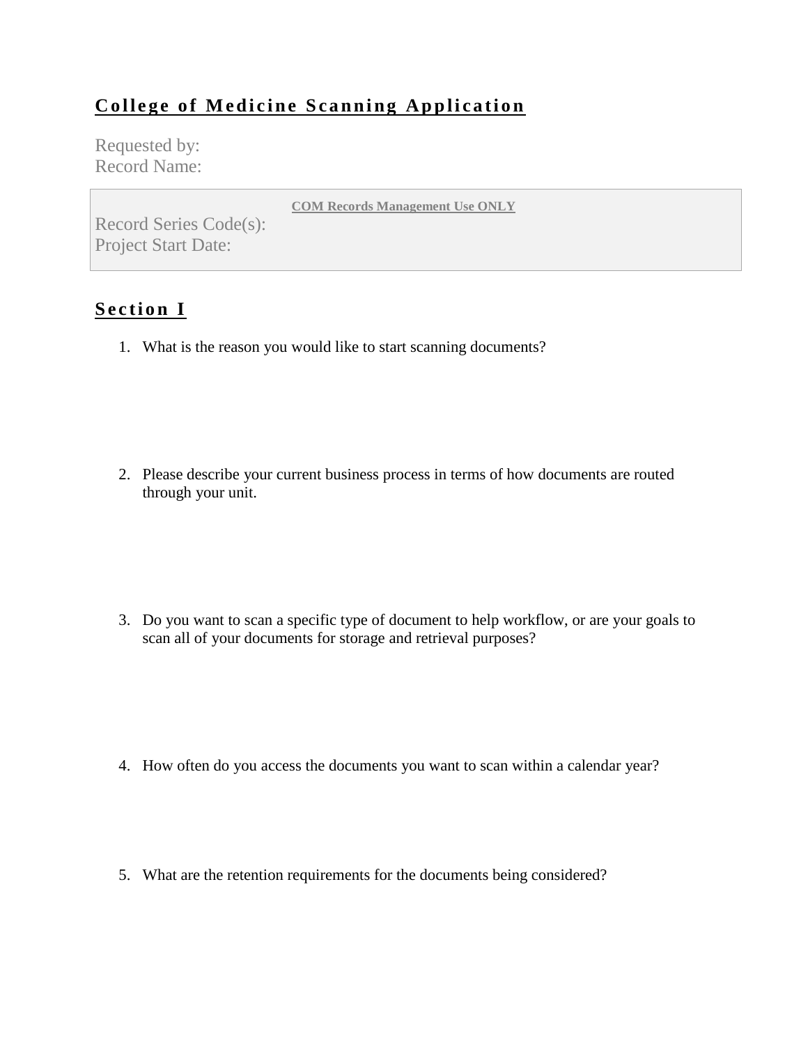# College of Medicine Scanning Application

Requested by:
Record Name:

**COM Records Management Use ONLY**

Record Series Code(s):
Project Start Date:

## Section I

1. What is the reason you would like to start scanning documents?

2. Please describe your current business process in terms of how documents are routed through your unit.

3. Do you want to scan a specific type of document to help workflow, or are your goals to scan all of your documents for storage and retrieval purposes?

4. How often do you access the documents you want to scan within a calendar year?

5. What are the retention requirements for the documents being considered?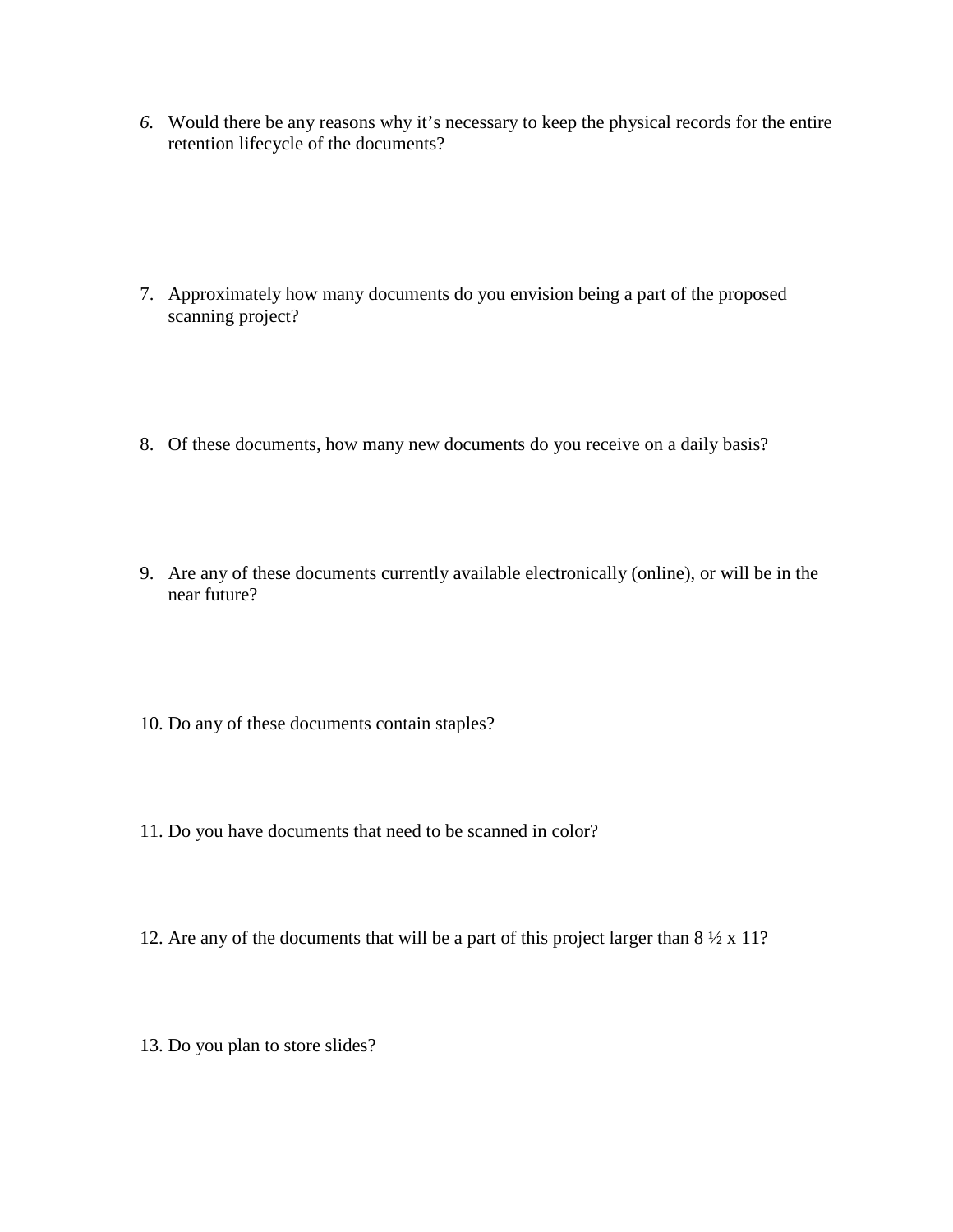6. Would there be any reasons why it's necessary to keep the physical records for the entire retention lifecycle of the documents?

7. Approximately how many documents do you envision being a part of the proposed scanning project?

8. Of these documents, how many new documents do you receive on a daily basis?

9. Are any of these documents currently available electronically (online), or will be in the near future?

10. Do any of these documents contain staples?

11. Do you have documents that need to be scanned in color?

12. Are any of the documents that will be a part of this project larger than 8 ½ x 11?

13. Do you plan to store slides?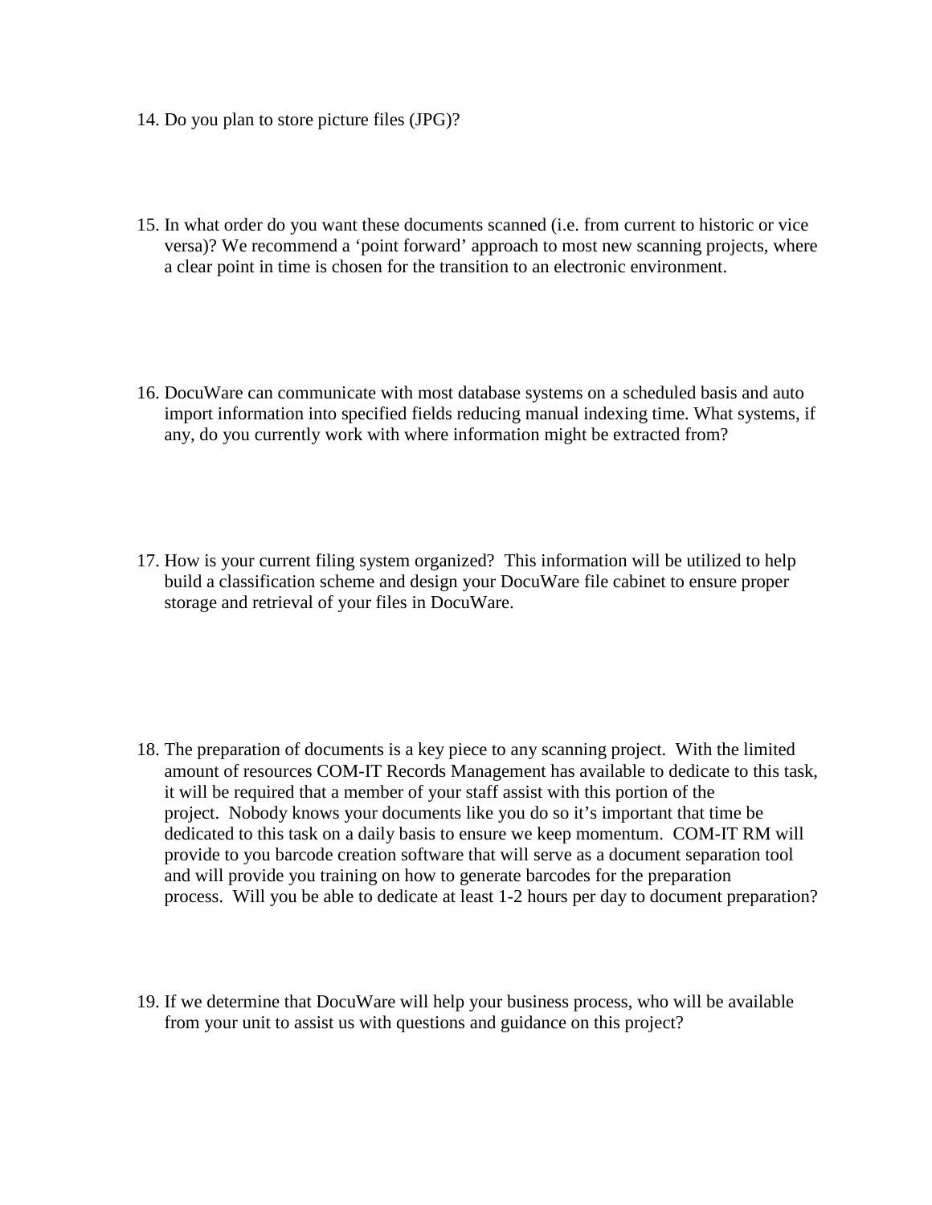14. Do you plan to store picture files (JPG)?

15. In what order do you want these documents scanned (i.e. from current to historic or vice versa)? We recommend a 'point forward' approach to most new scanning projects, where a clear point in time is chosen for the transition to an electronic environment.

16. DocuWare can communicate with most database systems on a scheduled basis and auto import information into specified fields reducing manual indexing time. What systems, if any, do you currently work with where information might be extracted from?

17. How is your current filing system organized? This information will be utilized to help build a classification scheme and design your DocuWare file cabinet to ensure proper storage and retrieval of your files in DocuWare.

18. The preparation of documents is a key piece to any scanning project. With the limited amount of resources COM-IT Records Management has available to dedicate to this task, it will be required that a member of your staff assist with this portion of the project. Nobody knows your documents like you do so it's important that time be dedicated to this task on a daily basis to ensure we keep momentum. COM-IT RM will provide to you barcode creation software that will serve as a document separation tool and will provide you training on how to generate barcodes for the preparation process. Will you be able to dedicate at least 1-2 hours per day to document preparation?

19. If we determine that DocuWare will help your business process, who will be available from your unit to assist us with questions and guidance on this project?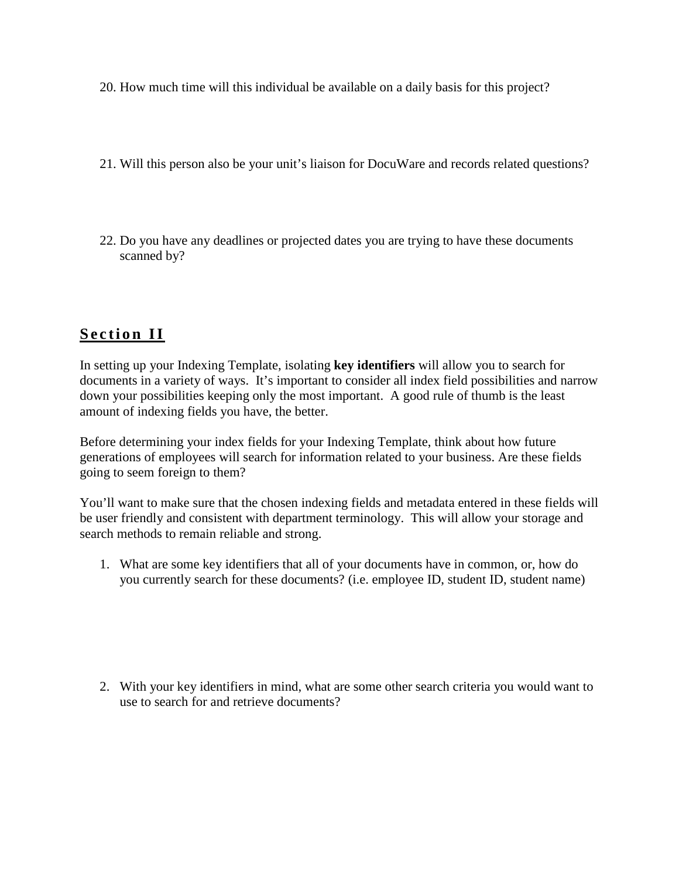20. How much time will this individual be available on a daily basis for this project?

21. Will this person also be your unit's liaison for DocuWare and records related questions?

22. Do you have any deadlines or projected dates you are trying to have these documents scanned by?

## Section II

In setting up your Indexing Template, isolating **key identifiers** will allow you to search for documents in a variety of ways. It's important to consider all index field possibilities and narrow down your possibilities keeping only the most important. A good rule of thumb is the least amount of indexing fields you have, the better.

Before determining your index fields for your Indexing Template, think about how future generations of employees will search for information related to your business. Are these fields going to seem foreign to them?

You'll want to make sure that the chosen indexing fields and metadata entered in these fields will be user friendly and consistent with department terminology. This will allow your storage and search methods to remain reliable and strong.

1. What are some key identifiers that all of your documents have in common, or, how do you currently search for these documents? (i.e. employee ID, student ID, student name)

2. With your key identifiers in mind, what are some other search criteria you would want to use to search for and retrieve documents?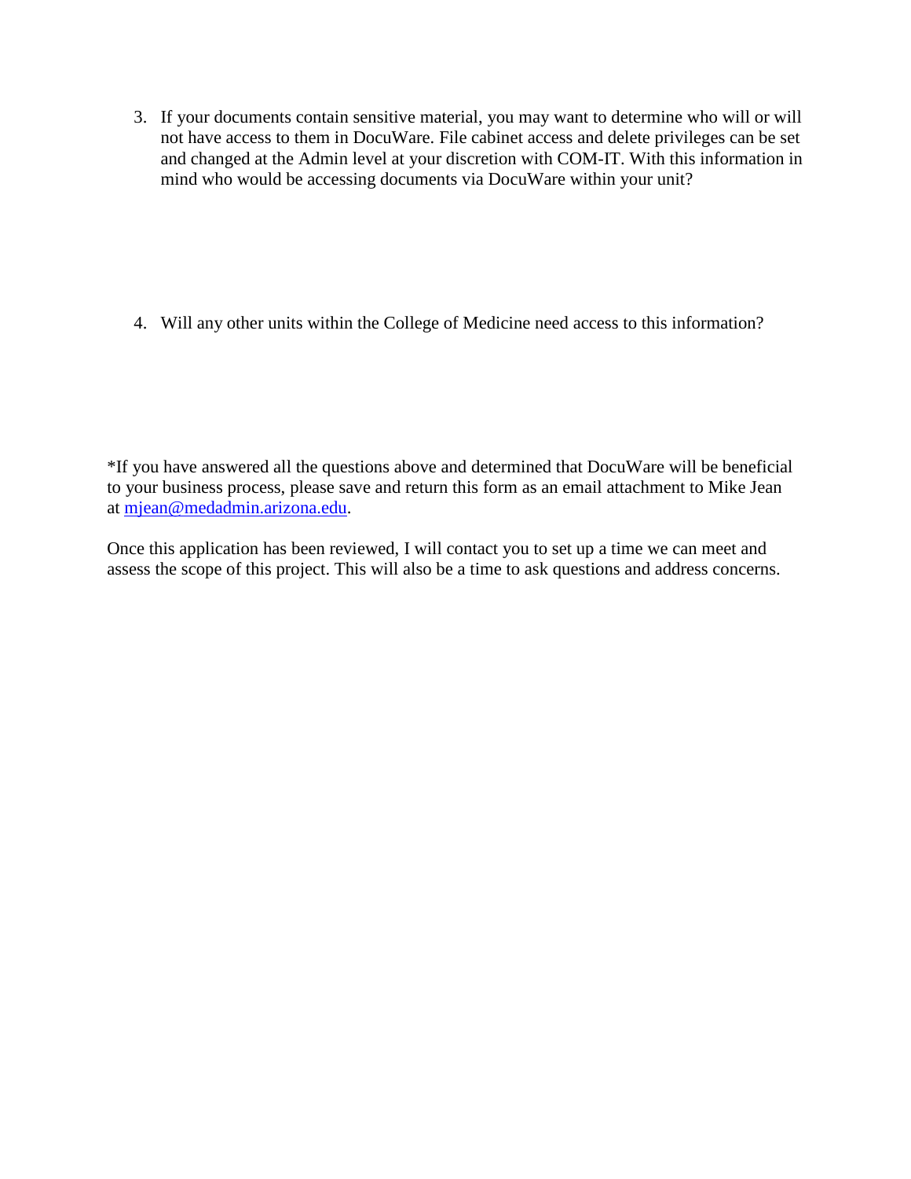3. If your documents contain sensitive material, you may want to determine who will or will not have access to them in DocuWare. File cabinet access and delete privileges can be set and changed at the Admin level at your discretion with COM-IT. With this information in mind who would be accessing documents via DocuWare within your unit?

4. Will any other units within the College of Medicine need access to this information?

*If you have answered all the questions above and determined that DocuWare will be beneficial to your business process, please save and return this form as an email attachment to Mike Jean at [mjean@medadmin.arizona.edu](mailto:mjean@medadmin.arizona.edu).

Once this application has been reviewed, I will contact you to set up a time we can meet and assess the scope of this project. This will also be a time to ask questions and address concerns.